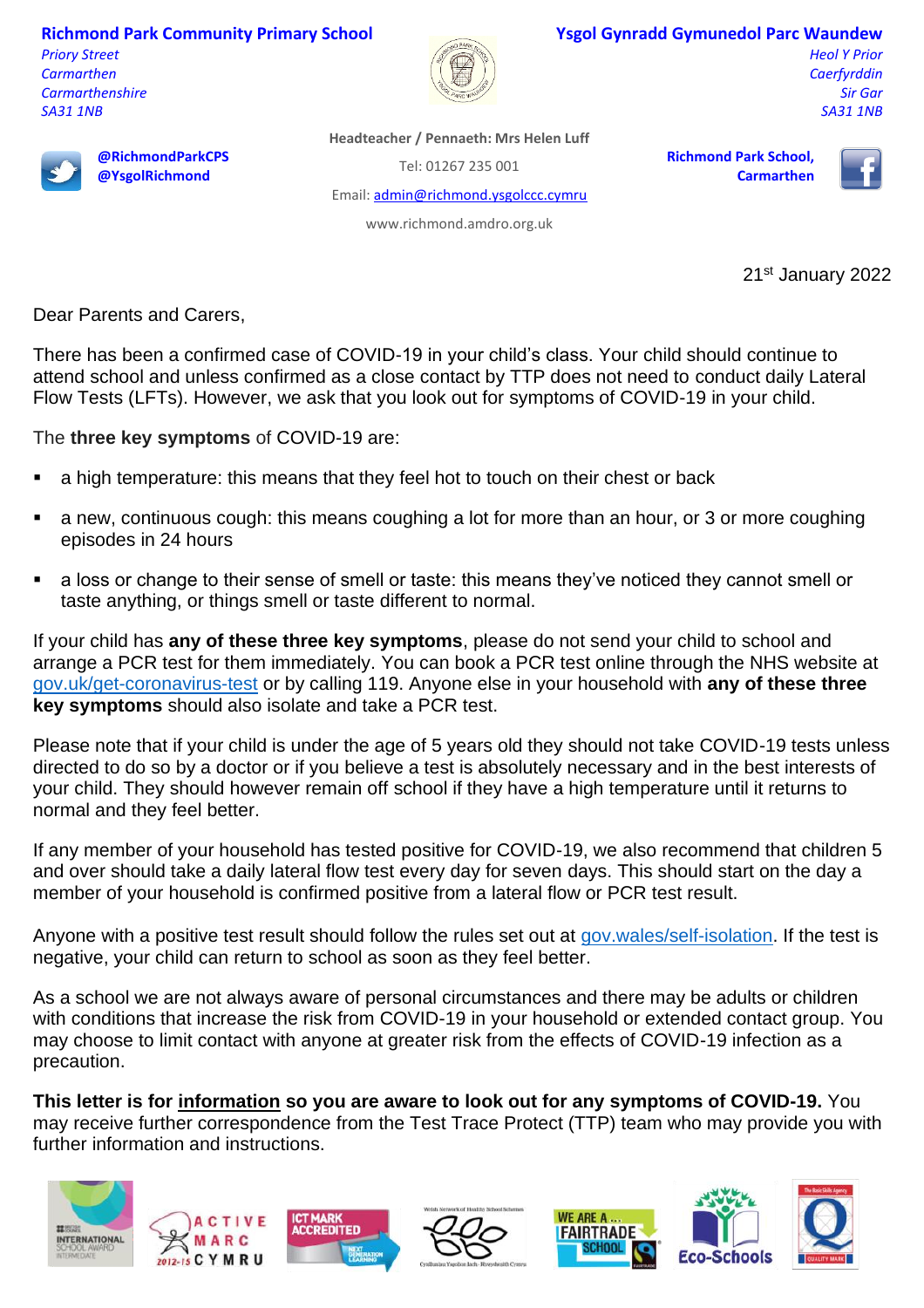**Richmond Park Community Primary School**
*Priory Street*
*Carmarthen*
*Carmarthenshire*
*SA31 1NB*

**Ysgol Gynradd Gymunedol Parc Waundew**
*Heol Y Prior*
*Caerfyrddin*
*Sir Gar*
*SA31 1NB*

**@RichmondParkCPS**
**@YsgolRichmond**

**Headteacher / Pennaeth: Mrs Helen Luff**
Tel: 01267 235 001
Email: admin@richmond.ysgolccc.cymru
www.richmond.amdro.org.uk

**Richmond Park School, Carmarthen**

21st January 2022

Dear Parents and Carers,

There has been a confirmed case of COVID-19 in your child's class. Your child should continue to attend school and unless confirmed as a close contact by TTP does not need to conduct daily Lateral Flow Tests (LFTs). However, we ask that you look out for symptoms of COVID-19 in your child.

The **three key symptoms** of COVID-19 are:

- a high temperature: this means that they feel hot to touch on their chest or back
- a new, continuous cough: this means coughing a lot for more than an hour, or 3 or more coughing episodes in 24 hours
- a loss or change to their sense of smell or taste: this means they've noticed they cannot smell or taste anything, or things smell or taste different to normal.

If your child has **any of these three key symptoms**, please do not send your child to school and arrange a PCR test for them immediately. You can book a PCR test online through the NHS website at gov.uk/get-coronavirus-test or by calling 119. Anyone else in your household with **any of these three key symptoms** should also isolate and take a PCR test.

Please note that if your child is under the age of 5 years old they should not take COVID-19 tests unless directed to do so by a doctor or if you believe a test is absolutely necessary and in the best interests of your child. They should however remain off school if they have a high temperature until it returns to normal and they feel better.

If any member of your household has tested positive for COVID-19, we also recommend that children 5 and over should take a daily lateral flow test every day for seven days. This should start on the day a member of your household is confirmed positive from a lateral flow or PCR test result.

Anyone with a positive test result should follow the rules set out at gov.wales/self-isolation. If the test is negative, your child can return to school as soon as they feel better.

As a school we are not always aware of personal circumstances and there may be adults or children with conditions that increase the risk from COVID-19 in your household or extended contact group. You may choose to limit contact with anyone at greater risk from the effects of COVID-19 infection as a precaution.

**This letter is for <u>information</u> so you are aware to look out for any symptoms of COVID-19.** You may receive further correspondence from the Test Trace Protect (TTP) team who may provide you with further information and instructions.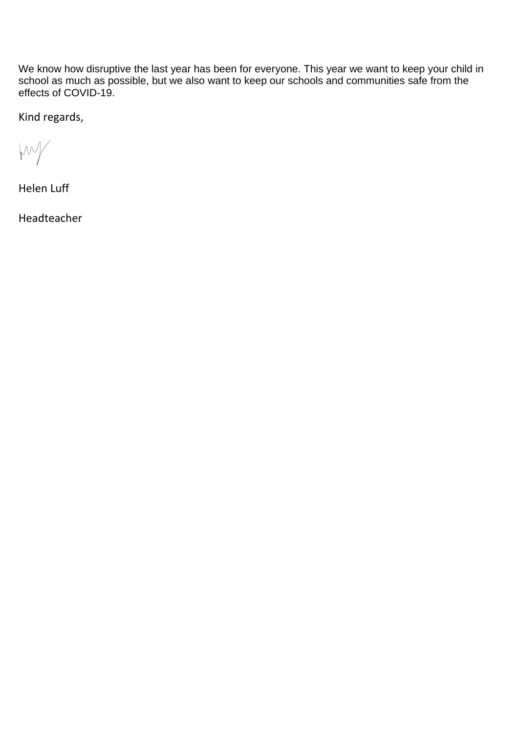We know how disruptive the last year has been for everyone. This year we want to keep your child in school as much as possible, but we also want to keep our schools and communities safe from the effects of COVID-19.

Kind regards,

Helen Luff

Headteacher